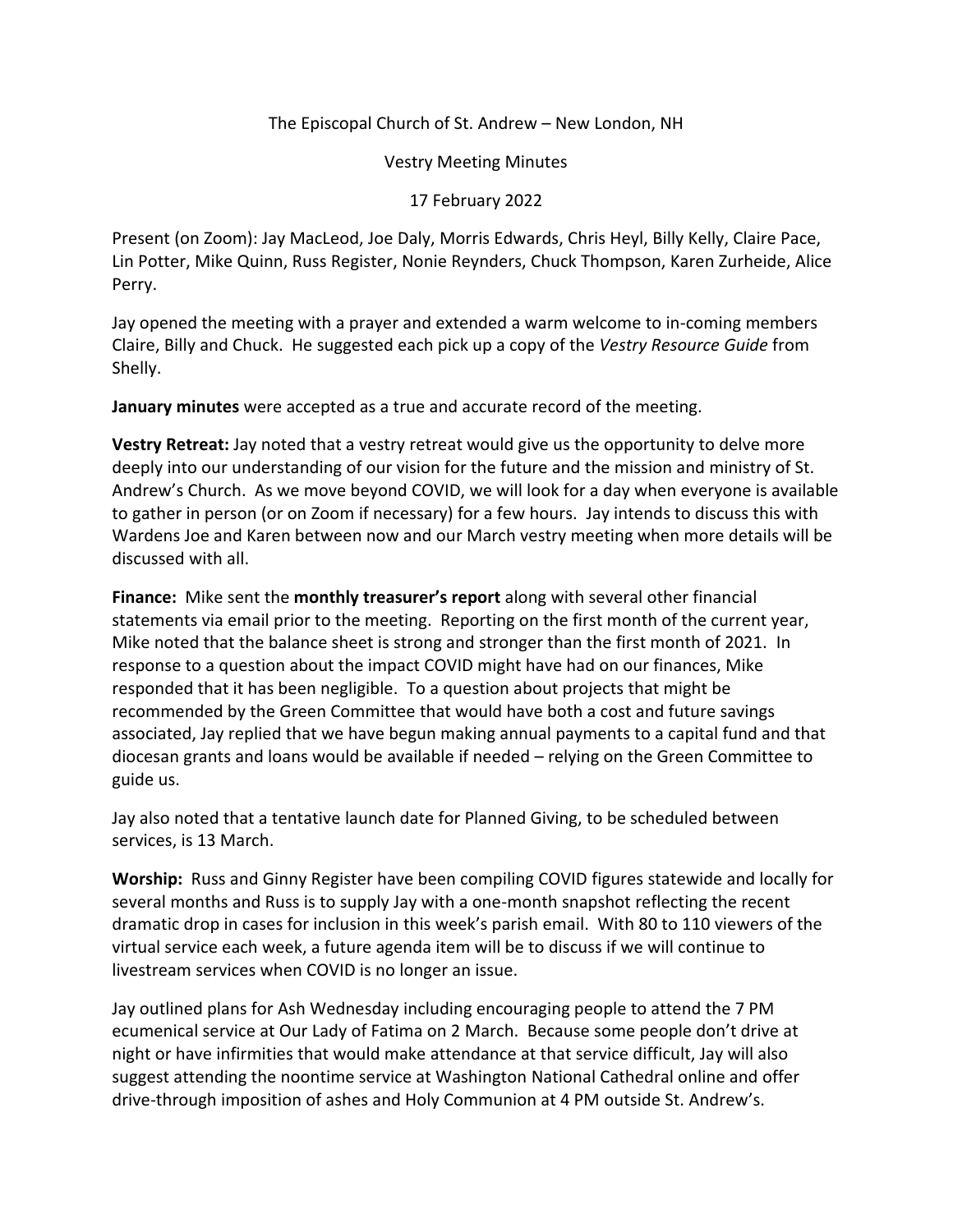The Episcopal Church of St. Andrew – New London, NH

Vestry Meeting Minutes

17 February 2022

Present (on Zoom): Jay MacLeod, Joe Daly, Morris Edwards, Chris Heyl, Billy Kelly, Claire Pace, Lin Potter, Mike Quinn, Russ Register, Nonie Reynders, Chuck Thompson, Karen Zurheide, Alice Perry.

Jay opened the meeting with a prayer and extended a warm welcome to in-coming members Claire, Billy and Chuck. He suggested each pick up a copy of the *Vestry Resource Guide* from Shelly.

**January minutes** were accepted as a true and accurate record of the meeting.

**Vestry Retreat:** Jay noted that a vestry retreat would give us the opportunity to delve more deeply into our understanding of our vision for the future and the mission and ministry of St. Andrew's Church. As we move beyond COVID, we will look for a day when everyone is available to gather in person (or on Zoom if necessary) for a few hours. Jay intends to discuss this with Wardens Joe and Karen between now and our March vestry meeting when more details will be discussed with all.

**Finance:** Mike sent the **monthly treasurer's report** along with several other financial statements via email prior to the meeting. Reporting on the first month of the current year, Mike noted that the balance sheet is strong and stronger than the first month of 2021. In response to a question about the impact COVID might have had on our finances, Mike responded that it has been negligible. To a question about projects that might be recommended by the Green Committee that would have both a cost and future savings associated, Jay replied that we have begun making annual payments to a capital fund and that diocesan grants and loans would be available if needed – relying on the Green Committee to guide us.

Jay also noted that a tentative launch date for Planned Giving, to be scheduled between services, is 13 March.

**Worship:** Russ and Ginny Register have been compiling COVID figures statewide and locally for several months and Russ is to supply Jay with a one-month snapshot reflecting the recent dramatic drop in cases for inclusion in this week's parish email. With 80 to 110 viewers of the virtual service each week, a future agenda item will be to discuss if we will continue to livestream services when COVID is no longer an issue.

Jay outlined plans for Ash Wednesday including encouraging people to attend the 7 PM ecumenical service at Our Lady of Fatima on 2 March. Because some people don't drive at night or have infirmities that would make attendance at that service difficult, Jay will also suggest attending the noontime service at Washington National Cathedral online and offer drive-through imposition of ashes and Holy Communion at 4 PM outside St. Andrew's.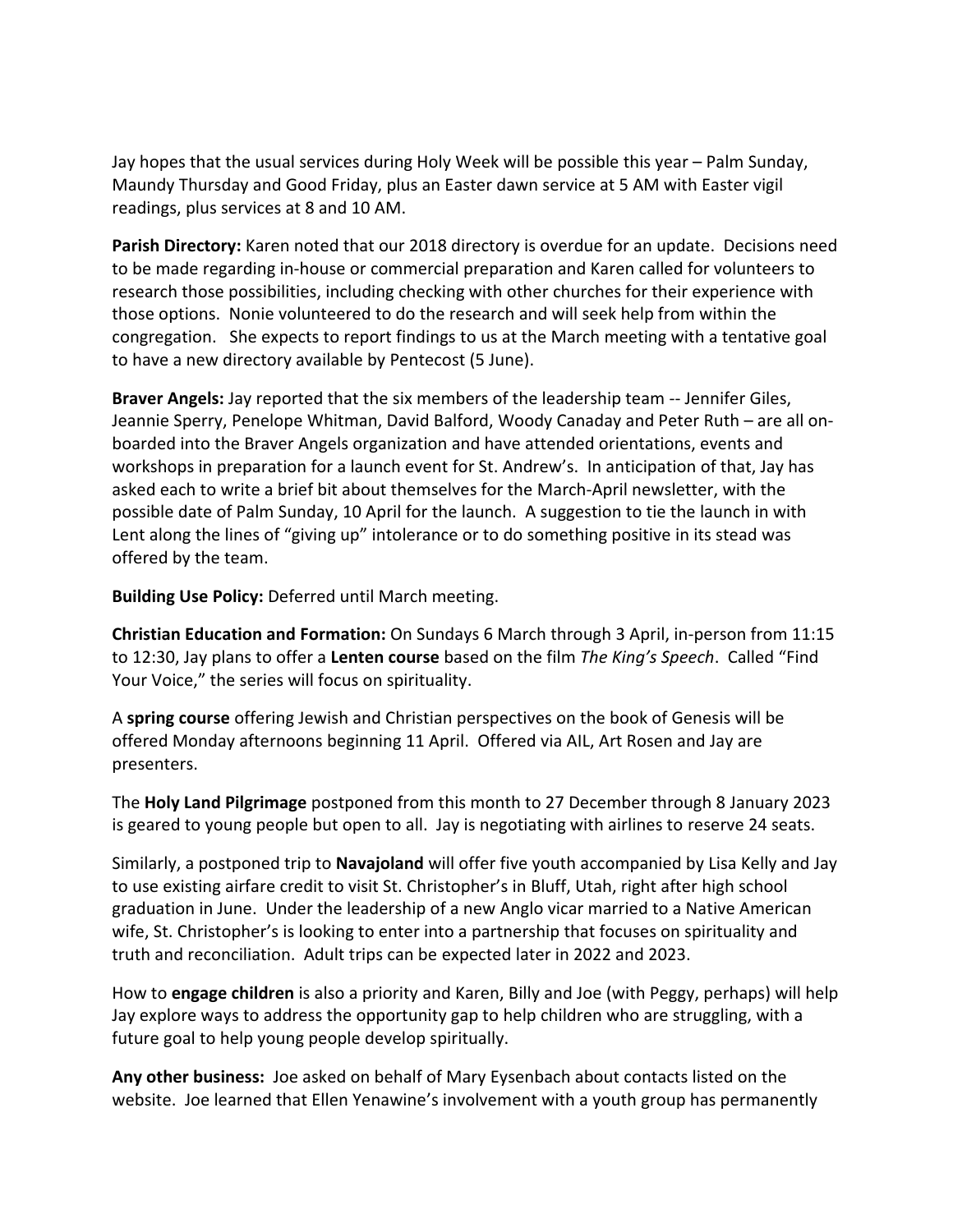Jay hopes that the usual services during Holy Week will be possible this year – Palm Sunday, Maundy Thursday and Good Friday, plus an Easter dawn service at 5 AM with Easter vigil readings, plus services at 8 and 10 AM.

**Parish Directory:** Karen noted that our 2018 directory is overdue for an update. Decisions need to be made regarding in-house or commercial preparation and Karen called for volunteers to research those possibilities, including checking with other churches for their experience with those options. Nonie volunteered to do the research and will seek help from within the congregation. She expects to report findings to us at the March meeting with a tentative goal to have a new directory available by Pentecost (5 June).

**Braver Angels:** Jay reported that the six members of the leadership team -- Jennifer Giles, Jeannie Sperry, Penelope Whitman, David Balford, Woody Canaday and Peter Ruth – are all on-boarded into the Braver Angels organization and have attended orientations, events and workshops in preparation for a launch event for St. Andrew's. In anticipation of that, Jay has asked each to write a brief bit about themselves for the March-April newsletter, with the possible date of Palm Sunday, 10 April for the launch. A suggestion to tie the launch in with Lent along the lines of "giving up" intolerance or to do something positive in its stead was offered by the team.

**Building Use Policy:** Deferred until March meeting.

**Christian Education and Formation:** On Sundays 6 March through 3 April, in-person from 11:15 to 12:30, Jay plans to offer a **Lenten course** based on the film *The King's Speech*. Called "Find Your Voice," the series will focus on spirituality.

A **spring course** offering Jewish and Christian perspectives on the book of Genesis will be offered Monday afternoons beginning 11 April. Offered via AIL, Art Rosen and Jay are presenters.

The **Holy Land Pilgrimage** postponed from this month to 27 December through 8 January 2023 is geared to young people but open to all. Jay is negotiating with airlines to reserve 24 seats.

Similarly, a postponed trip to **Navajoland** will offer five youth accompanied by Lisa Kelly and Jay to use existing airfare credit to visit St. Christopher's in Bluff, Utah, right after high school graduation in June. Under the leadership of a new Anglo vicar married to a Native American wife, St. Christopher's is looking to enter into a partnership that focuses on spirituality and truth and reconciliation. Adult trips can be expected later in 2022 and 2023.

How to **engage children** is also a priority and Karen, Billy and Joe (with Peggy, perhaps) will help Jay explore ways to address the opportunity gap to help children who are struggling, with a future goal to help young people develop spiritually.

**Any other business:** Joe asked on behalf of Mary Eysenbach about contacts listed on the website. Joe learned that Ellen Yenawine's involvement with a youth group has permanently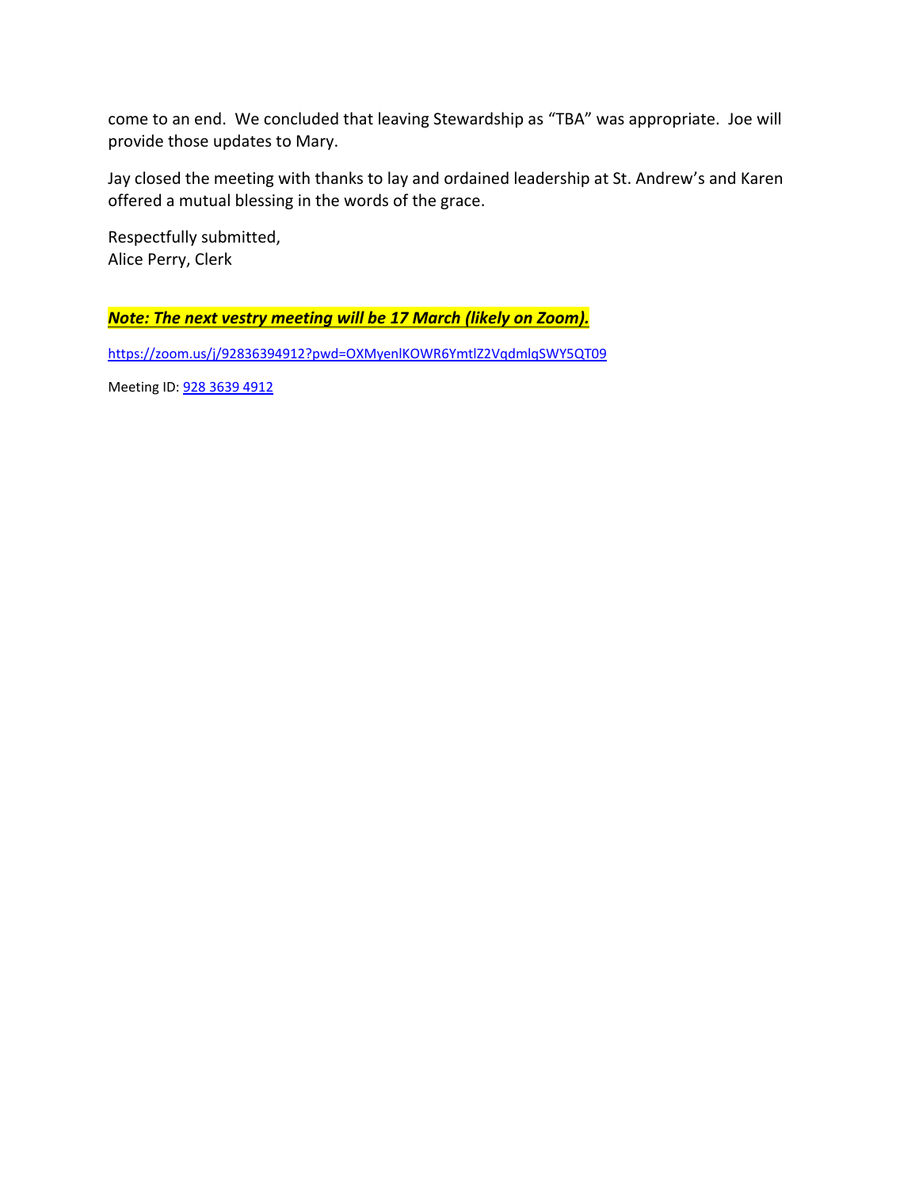come to an end. We concluded that leaving Stewardship as "TBA" was appropriate. Joe will provide those updates to Mary.

Jay closed the meeting with thanks to lay and ordained leadership at St. Andrew's and Karen offered a mutual blessing in the words of the grace.

Respectfully submitted,
Alice Perry, Clerk

***Note: The next vestry meeting will be 17 March (likely on Zoom).***

https://zoom.us/j/92836394912?pwd=OXMyenlKOWR6YmtlZ2VqdmlqSWY5QT09

Meeting ID: 928 3639 4912